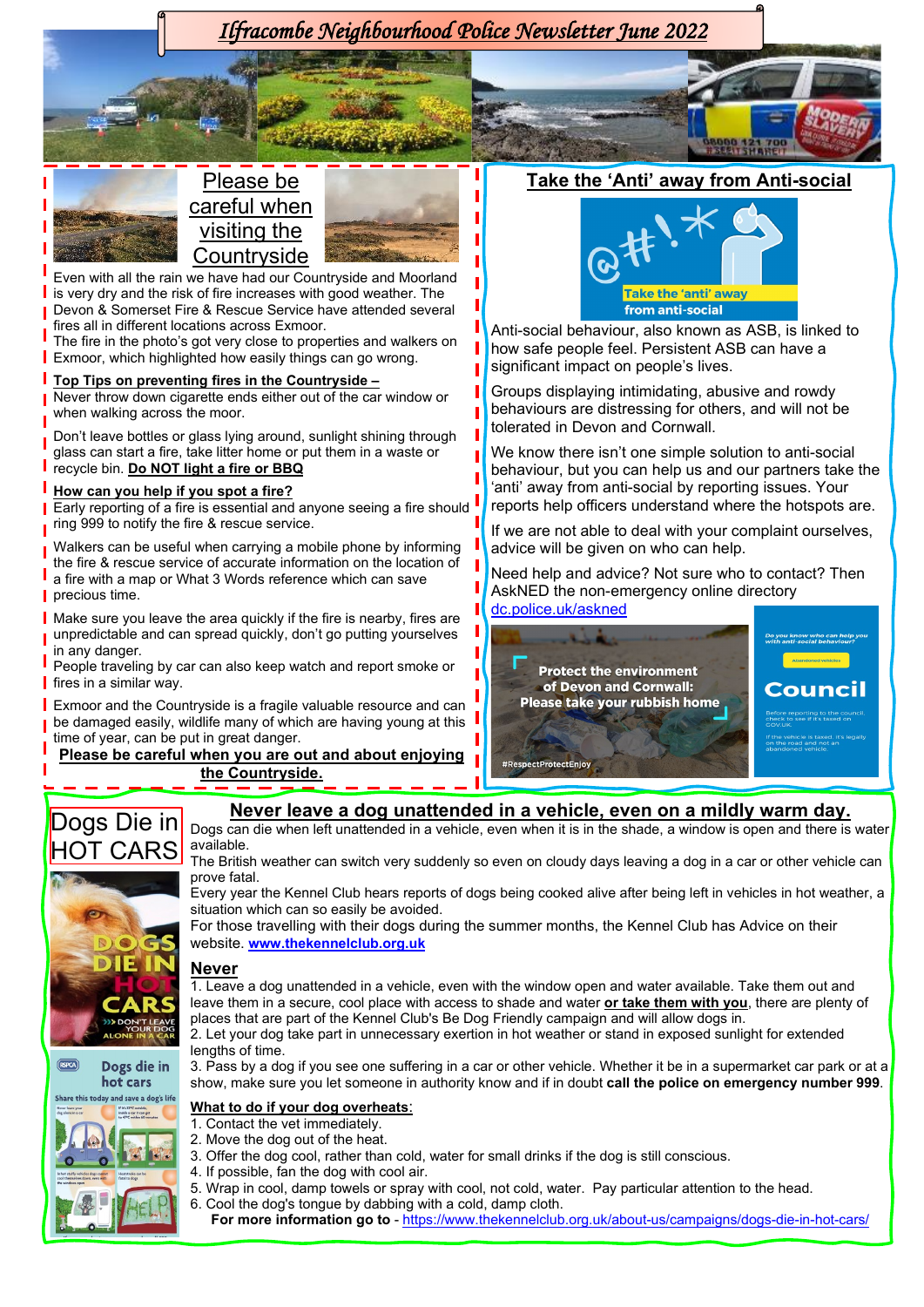# Ilfracombe Neighbourhood Police Newsletter June 2022

## Please be careful when visiting the Countryside

Even with all the rain we have had our Countryside and Moorland is very dry and the risk of fire increases with good weather. The Devon & Somerset Fire & Rescue Service have attended several fires all in different locations across Exmoor.
The fire in the photo's got very close to properties and walkers on Exmoor, which highlighted how easily things can go wrong.

**Top Tips on preventing fires in the Countryside –**
Never throw down cigarette ends either out of the car window or when walking across the moor.

Don't leave bottles or glass lying around, sunlight shining through glass can start a fire, take litter home or put them in a waste or recycle bin. **Do NOT light a fire or BBQ**

**How can you help if you spot a fire?**
Early reporting of a fire is essential and anyone seeing a fire should ring 999 to notify the fire & rescue service.

Walkers can be useful when carrying a mobile phone by informing the fire & rescue service of accurate information on the location of a fire with a map or What 3 Words reference which can save precious time.

Make sure you leave the area quickly if the fire is nearby, fires are unpredictable and can spread quickly, don't go putting yourselves in any danger.
People traveling by car can also keep watch and report smoke or fires in a similar way.

Exmoor and the Countryside is a fragile valuable resource and can be damaged easily, wildlife many of which are having young at this time of year, can be put in great danger.

**Please be careful when you are out and about enjoying the Countryside.**

## Take the 'Anti' away from Anti-social

Anti-social behaviour, also known as ASB, is linked to how safe people feel. Persistent ASB can have a significant impact on people's lives.

Groups displaying intimidating, abusive and rowdy behaviours are distressing for others, and will not be tolerated in Devon and Cornwall.

We know there isn't one simple solution to anti-social behaviour, but you can help us and our partners take the 'anti' away from anti-social by reporting issues. Your reports help officers understand where the hotspots are.

If we are not able to deal with your complaint ourselves, advice will be given on who can help.

Need help and advice? Not sure who to contact? Then AskNED the non-emergency online directory
dc.police.uk/askned

## Dogs Die in HOT CARS

### Never leave a dog unattended in a vehicle, even on a mildly warm day.

Dogs can die when left unattended in a vehicle, even when it is in the shade, a window is open and there is water available.
The British weather can switch very suddenly so even on cloudy days leaving a dog in a car or other vehicle can prove fatal.
Every year the Kennel Club hears reports of dogs being cooked alive after being left in vehicles in hot weather, a situation which can so easily be avoided.
For those travelling with their dogs during the summer months, the Kennel Club has Advice on their website. **www.thekennelclub.org.uk**

**Never**

1. Leave a dog unattended in a vehicle, even with the window open and water available. Take them out and leave them in a secure, cool place with access to shade and water **or take them with you**, there are plenty of places that are part of the Kennel Club's Be Dog Friendly campaign and will allow dogs in.
2. Let your dog take part in unnecessary exertion in hot weather or stand in exposed sunlight for extended lengths of time.
3. Pass by a dog if you see one suffering in a car or other vehicle. Whether it be in a supermarket car park or at a show, make sure you let someone in authority know and if in doubt **call the police on emergency number 999**.

**What to do if your dog overheats:**

1. Contact the vet immediately.
2. Move the dog out of the heat.
3. Offer the dog cool, rather than cold, water for small drinks if the dog is still conscious.
4. If possible, fan the dog with cool air.
5. Wrap in cool, damp towels or spray with cool, not cold, water. Pay particular attention to the head.
6. Cool the dog's tongue by dabbing with a cold, damp cloth.

**For more information go to** - https://www.thekennelclub.org.uk/about-us/campaigns/dogs-die-in-hot-cars/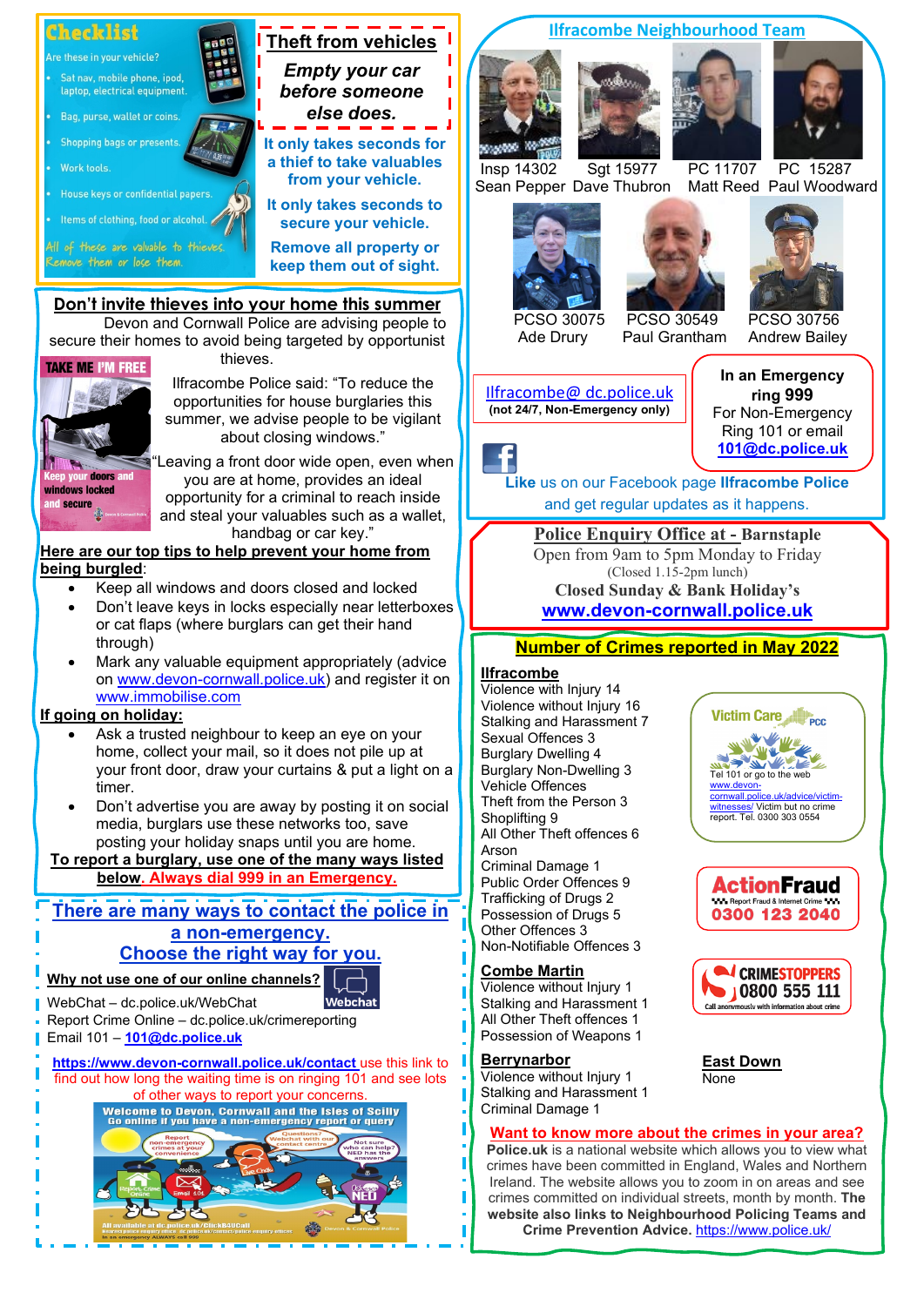## Checklist

Are these in your vehicle?

- Sat nav, mobile phone, ipod, laptop, electrical equipment.
- Bag, purse, wallet or coins.
- Shopping bags or presents.
- Work tools.
- House keys or confidential papers.
- Items of clothing, food or alcohol.

*All of these are valuable to thieves. Remove them or lose them.*

## Theft from vehicles

*Empty your car before someone else does.*

**It only takes seconds for a thief to take valuables from your vehicle.**

**It only takes seconds to secure your vehicle.**

**Remove all property or keep them out of sight.**

## Don't invite thieves into your home this summer

Devon and Cornwall Police are advising people to secure their homes to avoid being targeted by opportunist thieves.

TAKE ME I'M FREE

Keep your doors and windows locked and secure

Ilfracombe Police said: "To reduce the opportunities for house burglaries this summer, we advise people to be vigilant about closing windows."

"Leaving a front door wide open, even when you are at home, provides an ideal opportunity for a criminal to reach inside and steal your valuables such as a wallet, handbag or car key."

**Here are our top tips to help prevent your home from being burgled:**

- Keep all windows and doors closed and locked
- Don't leave keys in locks especially near letterboxes or cat flaps (where burglars can get their hand through)
- Mark any valuable equipment appropriately (advice on www.devon-cornwall.police.uk) and register it on www.immobilise.com

**If going on holiday:**

- Ask a trusted neighbour to keep an eye on your home, collect your mail, so it does not pile up at your front door, draw your curtains & put a light on a timer.
- Don't advertise you are away by posting it on social media, burglars use these networks too, save posting your holiday snaps until you are home.

**To report a burglary, use one of the many ways listed below. Always dial 999 in an Emergency.**

## There are many ways to contact the police in a non-emergency. Choose the right way for you.

**Why not use one of our online channels?**

Webchat

WebChat – dc.police.uk/WebChat
Report Crime Online – dc.police.uk/crimereporting
Email 101 – **101@dc.police.uk**

**https://www.devon-cornwall.police.uk/contact** use this link to find out how long the waiting time is on ringing 101 and see lots of other ways to report your concerns.

Welcome to Devon, Cornwall and the Isles of Scilly
Go online if you have a non-emergency report or query

Report non-emergency crimes at your convenience
Questions? Webchat with our contact centre
Not sure who can help? NED has the answers
Report Crime Online
Email 101
Live Chat
Ask NED

All available at dc.police.uk/ClickB4UCall

## Ilfracombe Neighbourhood Team

Insp 14302 Sean Pepper
Sgt 15977 Dave Thubron
PC 11707 Matt Reed
PC 15287 Paul Woodward
PCSO 30075 Ade Drury
PCSO 30549 Paul Grantham
PCSO 30756 Andrew Bailey

Ilfracombe@ dc.police.uk
**(not 24/7, Non-Emergency only)**

**In an Emergency ring 999**
For Non-Emergency Ring 101 or email **101@dc.police.uk**

**Like** us on our Facebook page **Ilfracombe Police** and get regular updates as it happens.

## Police Enquiry Office at - Barnstaple

Open from 9am to 5pm Monday to Friday
(Closed 1.15-2pm lunch)
**Closed Sunday & Bank Holiday's**
**www.devon-cornwall.police.uk**

## Number of Crimes reported in May 2022

**Ilfracombe**
Violence with Injury 14
Violence without Injury 16
Stalking and Harassment 7
Sexual Offences 3
Burglary Dwelling 4
Burglary Non-Dwelling 3
Vehicle Offences
Theft from the Person 3
Shoplifting 9
All Other Theft offences 6
Arson
Criminal Damage 1
Public Order Offences 9
Trafficking of Drugs 2
Possession of Drugs 5
Other Offences 3
Non-Notifiable Offences 3

**Combe Martin**
Violence without Injury 1
Stalking and Harassment 1
All Other Theft offences 1
Possession of Weapons 1

**Berrynarbor**
Violence without Injury 1
Stalking and Harassment 1
Criminal Damage 1

**East Down**
None

Victim Care PCC
Tel 101 or go to the web www.devon-cornwall.police.uk/advice/victim-witnesses/ Victim but no crime report. Tel. 0300 303 0554

ActionFraud
Report Fraud & Internet Crime
0300 123 2040

CRIMESTOPPERS
0800 555 111
Call anonymously with information about crime

**Want to know more about the crimes in your area?**

**Police.uk** is a national website which allows you to view what crimes have been committed in England, Wales and Northern Ireland. The website allows you to zoom in on areas and see crimes committed on individual streets, month by month. **The website also links to Neighbourhood Policing Teams and Crime Prevention Advice.** https://www.police.uk/